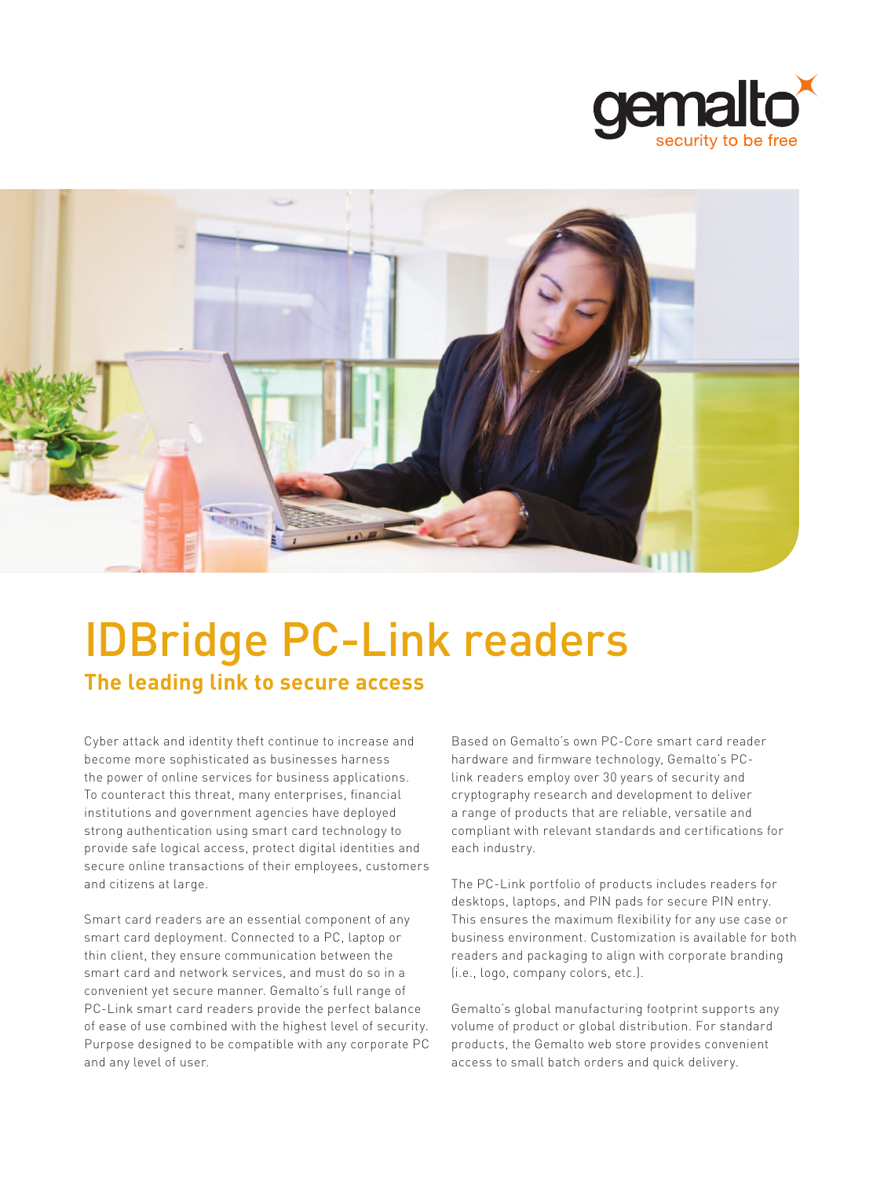gemalto
security to be free

# IDBridge PC-Link readers

## The leading link to secure access

Cyber attack and identity theft continue to increase and become more sophisticated as businesses harness the power of online services for business applications. To counteract this threat, many enterprises, financial institutions and government agencies have deployed strong authentication using smart card technology to provide safe logical access, protect digital identities and secure online transactions of their employees, customers and citizens at large.

Smart card readers are an essential component of any smart card deployment. Connected to a PC, laptop or thin client, they ensure communication between the smart card and network services, and must do so in a convenient yet secure manner. Gemalto's full range of PC-Link smart card readers provide the perfect balance of ease of use combined with the highest level of security. Purpose designed to be compatible with any corporate PC and any level of user.

Based on Gemalto's own PC-Core smart card reader hardware and firmware technology, Gemalto's PC-link readers employ over 30 years of security and cryptography research and development to deliver a range of products that are reliable, versatile and compliant with relevant standards and certifications for each industry.

The PC-Link portfolio of products includes readers for desktops, laptops, and PIN pads for secure PIN entry. This ensures the maximum flexibility for any use case or business environment. Customization is available for both readers and packaging to align with corporate branding (i.e., logo, company colors, etc.).

Gemalto's global manufacturing footprint supports any volume of product or global distribution. For standard products, the Gemalto web store provides convenient access to small batch orders and quick delivery.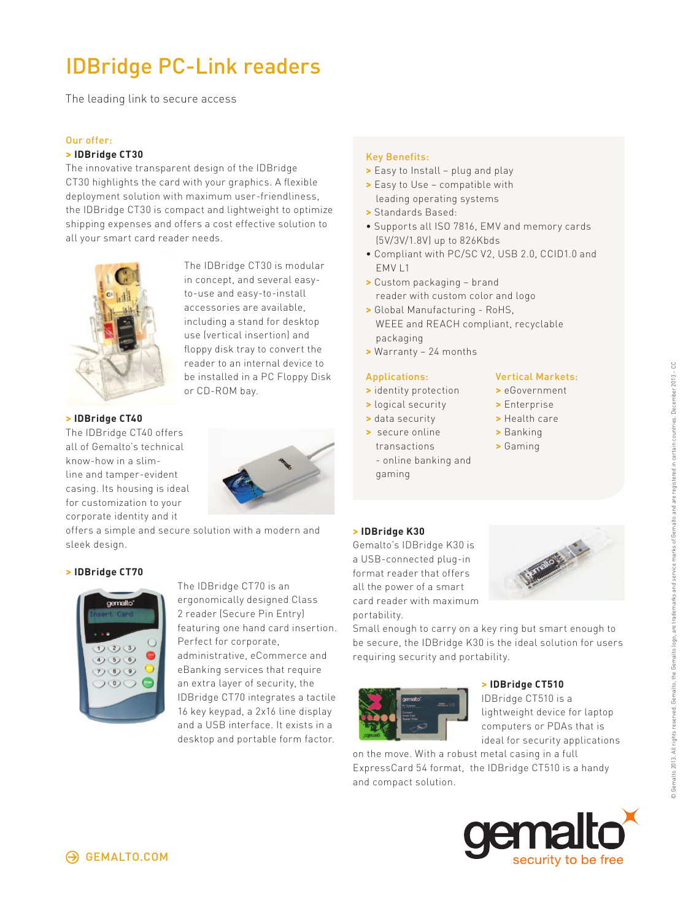# IDBridge PC-Link readers

The leading link to secure access

Our offer:

**> IDBridge CT30**

The innovative transparent design of the IDBridge CT30 highlights the card with your graphics. A flexible deployment solution with maximum user-friendliness, the IDBridge CT30 is compact and lightweight to optimize shipping expenses and offers a cost effective solution to all your smart card reader needs.

The IDBridge CT30 is modular in concept, and several easy-to-use and easy-to-install accessories are available, including a stand for desktop use (vertical insertion) and floppy disk tray to convert the reader to an internal device to be installed in a PC Floppy Disk or CD-ROM bay.

**> IDBridge CT40**

The IDBridge CT40 offers all of Gemalto's technical know-how in a slim-line and tamper-evident casing. Its housing is ideal for customization to your corporate identity and it offers a simple and secure solution with a modern and sleek design.

**> IDBridge CT70**

The IDBridge CT70 is an ergonomically designed Class 2 reader (Secure Pin Entry) featuring one hand card insertion. Perfect for corporate, administrative, eCommerce and eBanking services that require an extra layer of security, the IDBridge CT70 integrates a tactile 16 key keypad, a 2x16 line display and a USB interface. It exists in a desktop and portable form factor.

Key Benefits:

> Easy to Install – plug and play
> Easy to Use – compatible with leading operating systems
> Standards Based:
- Supports all ISO 7816, EMV and memory cards (5V/3V/1.8V) up to 826Kbds
- Compliant with PC/SC V2, USB 2.0, CCID1.0 and EMV L1

> Custom packaging – brand reader with custom color and logo
> Global Manufacturing - RoHS, WEEE and REACH compliant, recyclable packaging
> Warranty – 24 months

Applications:

> identity protection
> logical security
> data security
> secure online transactions
- online banking and gaming

Vertical Markets:

> eGovernment
> Enterprise
> Health care
> Banking
> Gaming

**> IDBridge K30**

Gemalto's IDBridge K30 is a USB-connected plug-in format reader that offers all the power of a smart card reader with maximum portability.

Small enough to carry on a key ring but smart enough to be secure, the IDBridge K30 is the ideal solution for users requiring security and portability.

**> IDBridge CT510**

IDBridge CT510 is a lightweight device for laptop computers or PDAs that is ideal for security applications on the move. With a robust metal casing in a full ExpressCard 54 format, the IDBridge CT510 is a handy and compact solution.

GEMALTO.COM

gemalto
security to be free

© Gemalto 2013. All rights reserved. Gemalto, the Gemalto logo, are trademarks and service marks of Gemalto and are registered in certain countries. December 2013 - CC